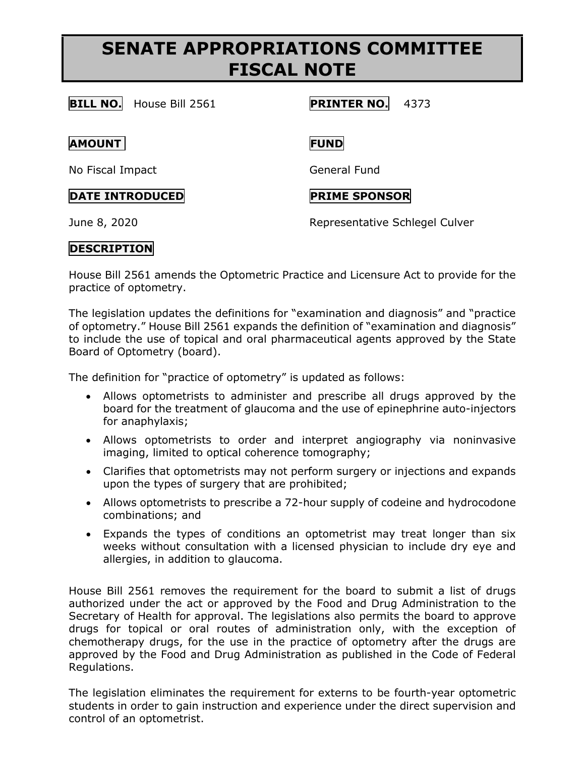# SENATE APPROPRIATIONS COMMITTEE FISCAL NOTE

**BILL NO.** House Bill 2561

**PRINTER NO.** 4373

**AMOUNT**

No Fiscal Impact

**FUND**

General Fund

**DATE INTRODUCED**

June 8, 2020

**PRIME SPONSOR**

Representative Schlegel Culver

**DESCRIPTION**

House Bill 2561 amends the Optometric Practice and Licensure Act to provide for the practice of optometry.

The legislation updates the definitions for "examination and diagnosis" and "practice of optometry." House Bill 2561 expands the definition of "examination and diagnosis" to include the use of topical and oral pharmaceutical agents approved by the State Board of Optometry (board).

The definition for "practice of optometry" is updated as follows:

- Allows optometrists to administer and prescribe all drugs approved by the board for the treatment of glaucoma and the use of epinephrine auto-injectors for anaphylaxis;
- Allows optometrists to order and interpret angiography via noninvasive imaging, limited to optical coherence tomography;
- Clarifies that optometrists may not perform surgery or injections and expands upon the types of surgery that are prohibited;
- Allows optometrists to prescribe a 72-hour supply of codeine and hydrocodone combinations; and
- Expands the types of conditions an optometrist may treat longer than six weeks without consultation with a licensed physician to include dry eye and allergies, in addition to glaucoma.

House Bill 2561 removes the requirement for the board to submit a list of drugs authorized under the act or approved by the Food and Drug Administration to the Secretary of Health for approval. The legislations also permits the board to approve drugs for topical or oral routes of administration only, with the exception of chemotherapy drugs, for the use in the practice of optometry after the drugs are approved by the Food and Drug Administration as published in the Code of Federal Regulations.

The legislation eliminates the requirement for externs to be fourth-year optometric students in order to gain instruction and experience under the direct supervision and control of an optometrist.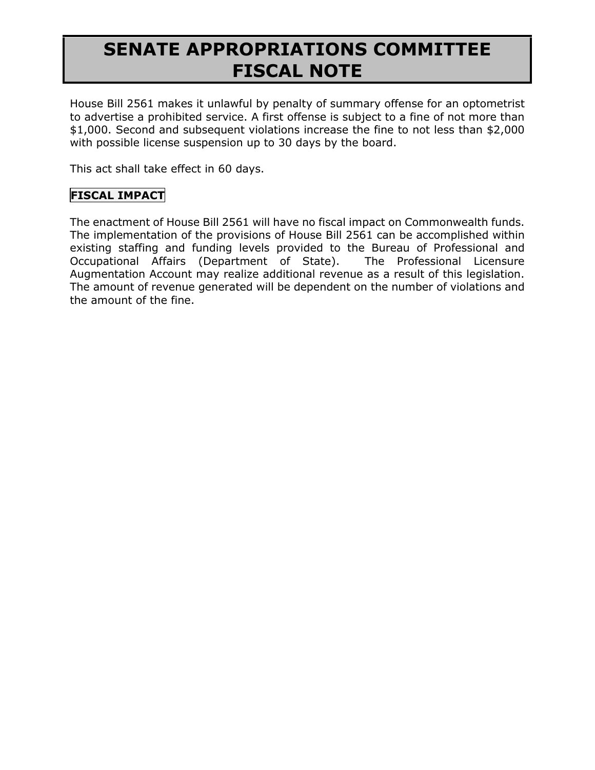# SENATE APPROPRIATIONS COMMITTEE FISCAL NOTE

House Bill 2561 makes it unlawful by penalty of summary offense for an optometrist to advertise a prohibited service. A first offense is subject to a fine of not more than $1,000. Second and subsequent violations increase the fine to not less than $2,000 with possible license suspension up to 30 days by the board.

This act shall take effect in 60 days.

**FISCAL IMPACT**

The enactment of House Bill 2561 will have no fiscal impact on Commonwealth funds. The implementation of the provisions of House Bill 2561 can be accomplished within existing staffing and funding levels provided to the Bureau of Professional and Occupational Affairs (Department of State). The Professional Licensure Augmentation Account may realize additional revenue as a result of this legislation. The amount of revenue generated will be dependent on the number of violations and the amount of the fine.